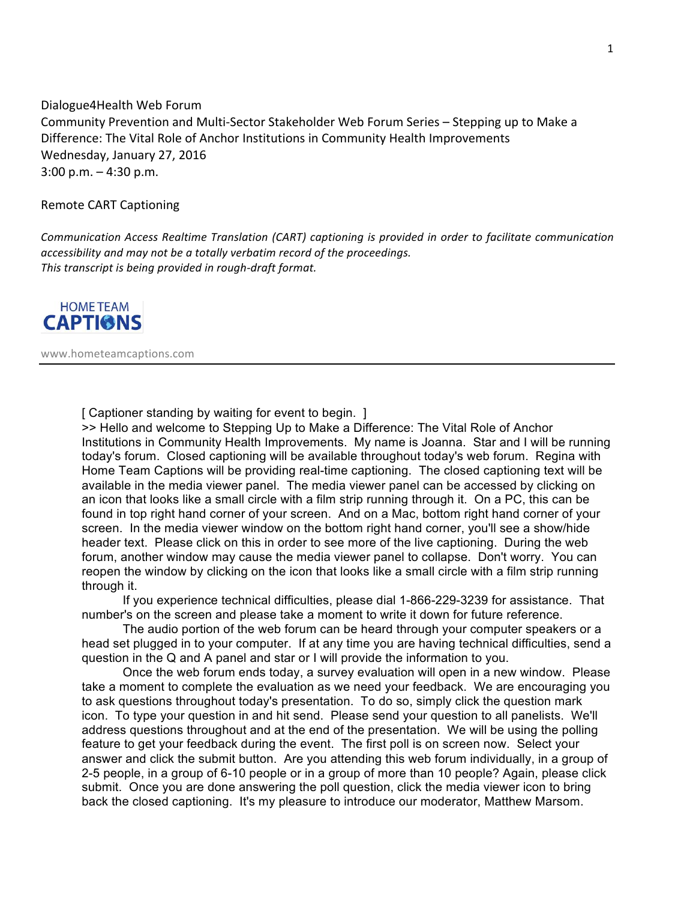Dialogue4Health Web Forum
Community Prevention and Multi-Sector Stakeholder Web Forum Series – Stepping up to Make a Difference: The Vital Role of Anchor Institutions in Community Health Improvements
Wednesday, January 27, 2016
3:00 p.m. – 4:30 p.m.

Remote CART Captioning

*Communication Access Realtime Translation (CART) captioning is provided in order to facilitate communication accessibility and may not be a totally verbatim record of the proceedings.*
*This transcript is being provided in rough-draft format.*

HOME TEAM CAPTIONS

www.hometeamcaptions.com

---

[ Captioner standing by waiting for event to begin. ]
>> Hello and welcome to Stepping Up to Make a Difference: The Vital Role of Anchor Institutions in Community Health Improvements. My name is Joanna. Star and I will be running today's forum. Closed captioning will be available throughout today's web forum. Regina with Home Team Captions will be providing real-time captioning. The closed captioning text will be available in the media viewer panel. The media viewer panel can be accessed by clicking on an icon that looks like a small circle with a film strip running through it. On a PC, this can be found in top right hand corner of your screen. And on a Mac, bottom right hand corner of your screen. In the media viewer window on the bottom right hand corner, you'll see a show/hide header text. Please click on this in order to see more of the live captioning. During the web forum, another window may cause the media viewer panel to collapse. Don't worry. You can reopen the window by clicking on the icon that looks like a small circle with a film strip running through it.

If you experience technical difficulties, please dial 1-866-229-3239 for assistance. That number's on the screen and please take a moment to write it down for future reference.

The audio portion of the web forum can be heard through your computer speakers or a head set plugged in to your computer. If at any time you are having technical difficulties, send a question in the Q and A panel and star or I will provide the information to you.

Once the web forum ends today, a survey evaluation will open in a new window. Please take a moment to complete the evaluation as we need your feedback. We are encouraging you to ask questions throughout today's presentation. To do so, simply click the question mark icon. To type your question in and hit send. Please send your question to all panelists. We'll address questions throughout and at the end of the presentation. We will be using the polling feature to get your feedback during the event. The first poll is on screen now. Select your answer and click the submit button. Are you attending this web forum individually, in a group of 2-5 people, in a group of 6-10 people or in a group of more than 10 people? Again, please click submit. Once you are done answering the poll question, click the media viewer icon to bring back the closed captioning. It's my pleasure to introduce our moderator, Matthew Marsom.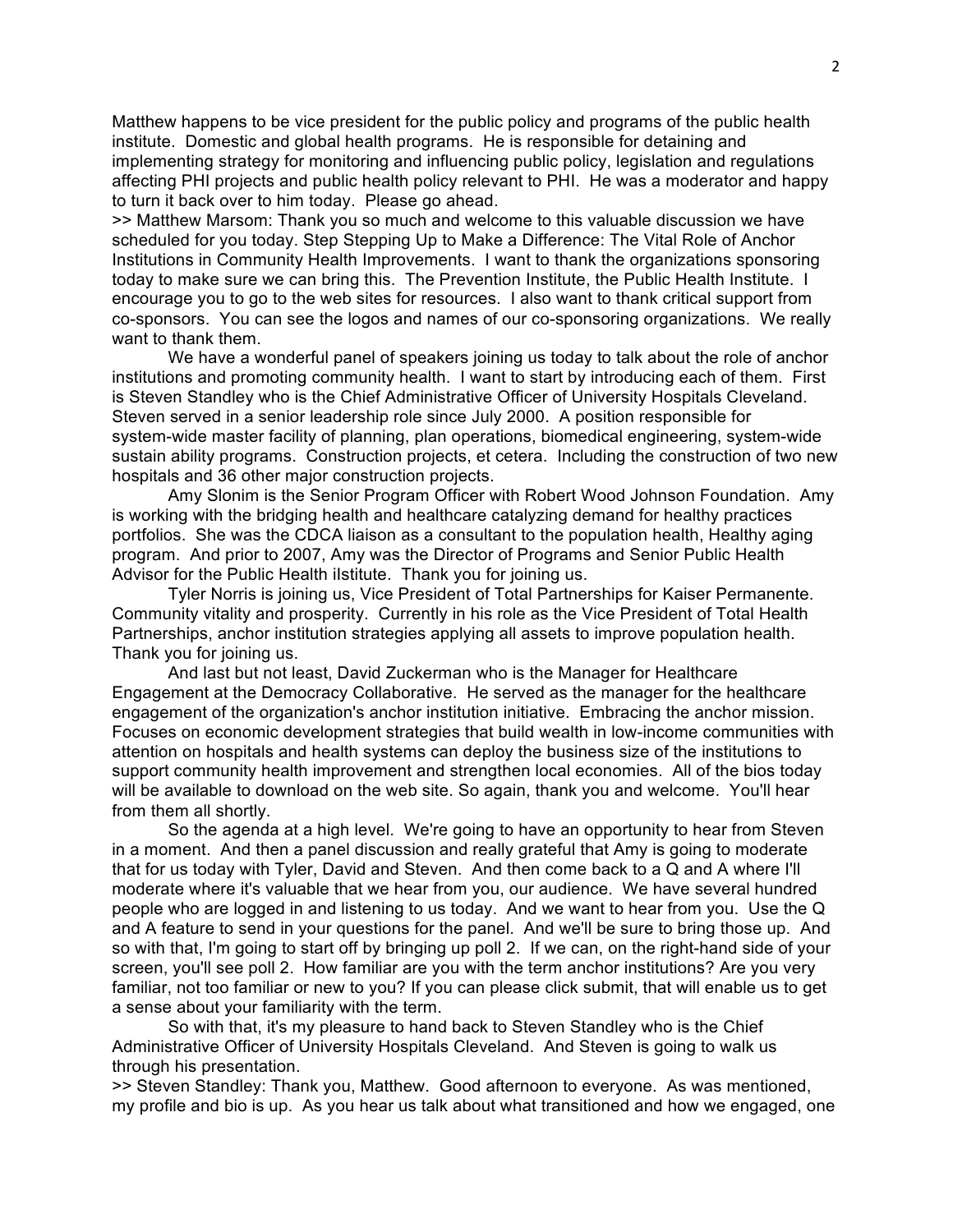Matthew happens to be vice president for the public policy and programs of the public health institute. Domestic and global health programs. He is responsible for detaining and implementing strategy for monitoring and influencing public policy, legislation and regulations affecting PHI projects and public health policy relevant to PHI. He was a moderator and happy to turn it back over to him today. Please go ahead.

>> Matthew Marsom: Thank you so much and welcome to this valuable discussion we have scheduled for you today. Step Stepping Up to Make a Difference: The Vital Role of Anchor Institutions in Community Health Improvements. I want to thank the organizations sponsoring today to make sure we can bring this. The Prevention Institute, the Public Health Institute. I encourage you to go to the web sites for resources. I also want to thank critical support from co-sponsors. You can see the logos and names of our co-sponsoring organizations. We really want to thank them.

We have a wonderful panel of speakers joining us today to talk about the role of anchor institutions and promoting community health. I want to start by introducing each of them. First is Steven Standley who is the Chief Administrative Officer of University Hospitals Cleveland. Steven served in a senior leadership role since July 2000. A position responsible for system-wide master facility of planning, plan operations, biomedical engineering, system-wide sustain ability programs. Construction projects, et cetera. Including the construction of two new hospitals and 36 other major construction projects.

Amy Slonim is the Senior Program Officer with Robert Wood Johnson Foundation. Amy is working with the bridging health and healthcare catalyzing demand for healthy practices portfolios. She was the CDCA liaison as a consultant to the population health, Healthy aging program. And prior to 2007, Amy was the Director of Programs and Senior Public Health Advisor for the Public Health iIstitute. Thank you for joining us.

Tyler Norris is joining us, Vice President of Total Partnerships for Kaiser Permanente. Community vitality and prosperity. Currently in his role as the Vice President of Total Health Partnerships, anchor institution strategies applying all assets to improve population health. Thank you for joining us.

And last but not least, David Zuckerman who is the Manager for Healthcare Engagement at the Democracy Collaborative. He served as the manager for the healthcare engagement of the organization's anchor institution initiative. Embracing the anchor mission. Focuses on economic development strategies that build wealth in low-income communities with attention on hospitals and health systems can deploy the business size of the institutions to support community health improvement and strengthen local economies. All of the bios today will be available to download on the web site. So again, thank you and welcome. You'll hear from them all shortly.

So the agenda at a high level. We're going to have an opportunity to hear from Steven in a moment. And then a panel discussion and really grateful that Amy is going to moderate that for us today with Tyler, David and Steven. And then come back to a Q and A where I'll moderate where it's valuable that we hear from you, our audience. We have several hundred people who are logged in and listening to us today. And we want to hear from you. Use the Q and A feature to send in your questions for the panel. And we'll be sure to bring those up. And so with that, I'm going to start off by bringing up poll 2. If we can, on the right-hand side of your screen, you'll see poll 2. How familiar are you with the term anchor institutions? Are you very familiar, not too familiar or new to you? If you can please click submit, that will enable us to get a sense about your familiarity with the term.

So with that, it's my pleasure to hand back to Steven Standley who is the Chief Administrative Officer of University Hospitals Cleveland. And Steven is going to walk us through his presentation.

>> Steven Standley: Thank you, Matthew. Good afternoon to everyone. As was mentioned, my profile and bio is up. As you hear us talk about what transitioned and how we engaged, one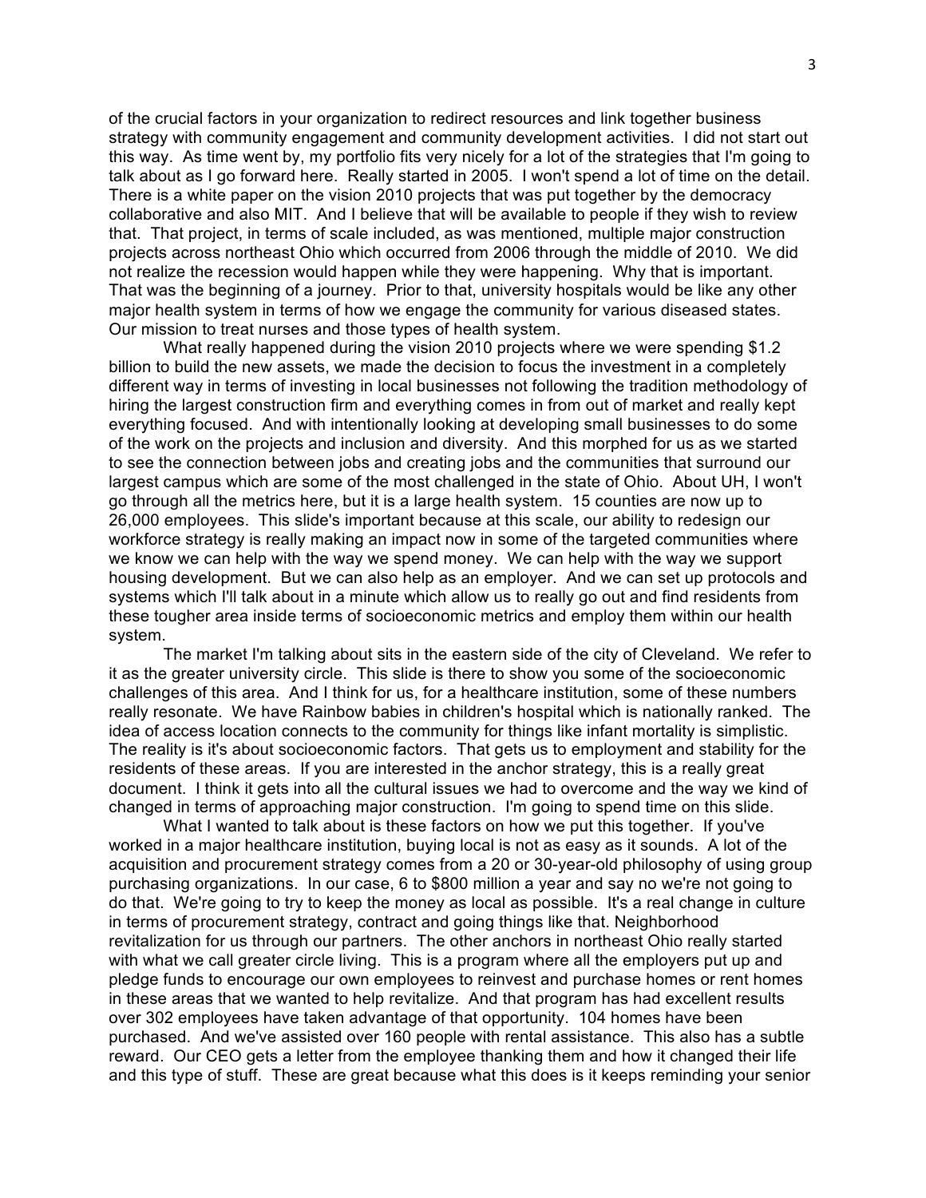of the crucial factors in your organization to redirect resources and link together business strategy with community engagement and community development activities. I did not start out this way. As time went by, my portfolio fits very nicely for a lot of the strategies that I'm going to talk about as I go forward here. Really started in 2005. I won't spend a lot of time on the detail. There is a white paper on the vision 2010 projects that was put together by the democracy collaborative and also MIT. And I believe that will be available to people if they wish to review that. That project, in terms of scale included, as was mentioned, multiple major construction projects across northeast Ohio which occurred from 2006 through the middle of 2010. We did not realize the recession would happen while they were happening. Why that is important. That was the beginning of a journey. Prior to that, university hospitals would be like any other major health system in terms of how we engage the community for various diseased states. Our mission to treat nurses and those types of health system.

What really happened during the vision 2010 projects where we were spending $1.2 billion to build the new assets, we made the decision to focus the investment in a completely different way in terms of investing in local businesses not following the tradition methodology of hiring the largest construction firm and everything comes in from out of market and really kept everything focused. And with intentionally looking at developing small businesses to do some of the work on the projects and inclusion and diversity. And this morphed for us as we started to see the connection between jobs and creating jobs and the communities that surround our largest campus which are some of the most challenged in the state of Ohio. About UH, I won't go through all the metrics here, but it is a large health system. 15 counties are now up to 26,000 employees. This slide's important because at this scale, our ability to redesign our workforce strategy is really making an impact now in some of the targeted communities where we know we can help with the way we spend money. We can help with the way we support housing development. But we can also help as an employer. And we can set up protocols and systems which I'll talk about in a minute which allow us to really go out and find residents from these tougher area inside terms of socioeconomic metrics and employ them within our health system.

The market I'm talking about sits in the eastern side of the city of Cleveland. We refer to it as the greater university circle. This slide is there to show you some of the socioeconomic challenges of this area. And I think for us, for a healthcare institution, some of these numbers really resonate. We have Rainbow babies in children's hospital which is nationally ranked. The idea of access location connects to the community for things like infant mortality is simplistic. The reality is it's about socioeconomic factors. That gets us to employment and stability for the residents of these areas. If you are interested in the anchor strategy, this is a really great document. I think it gets into all the cultural issues we had to overcome and the way we kind of changed in terms of approaching major construction. I'm going to spend time on this slide.

What I wanted to talk about is these factors on how we put this together. If you've worked in a major healthcare institution, buying local is not as easy as it sounds. A lot of the acquisition and procurement strategy comes from a 20 or 30-year-old philosophy of using group purchasing organizations. In our case, 6 to $800 million a year and say no we're not going to do that. We're going to try to keep the money as local as possible. It's a real change in culture in terms of procurement strategy, contract and going things like that. Neighborhood revitalization for us through our partners. The other anchors in northeast Ohio really started with what we call greater circle living. This is a program where all the employers put up and pledge funds to encourage our own employees to reinvest and purchase homes or rent homes in these areas that we wanted to help revitalize. And that program has had excellent results over 302 employees have taken advantage of that opportunity. 104 homes have been purchased. And we've assisted over 160 people with rental assistance. This also has a subtle reward. Our CEO gets a letter from the employee thanking them and how it changed their life and this type of stuff. These are great because what this does is it keeps reminding your senior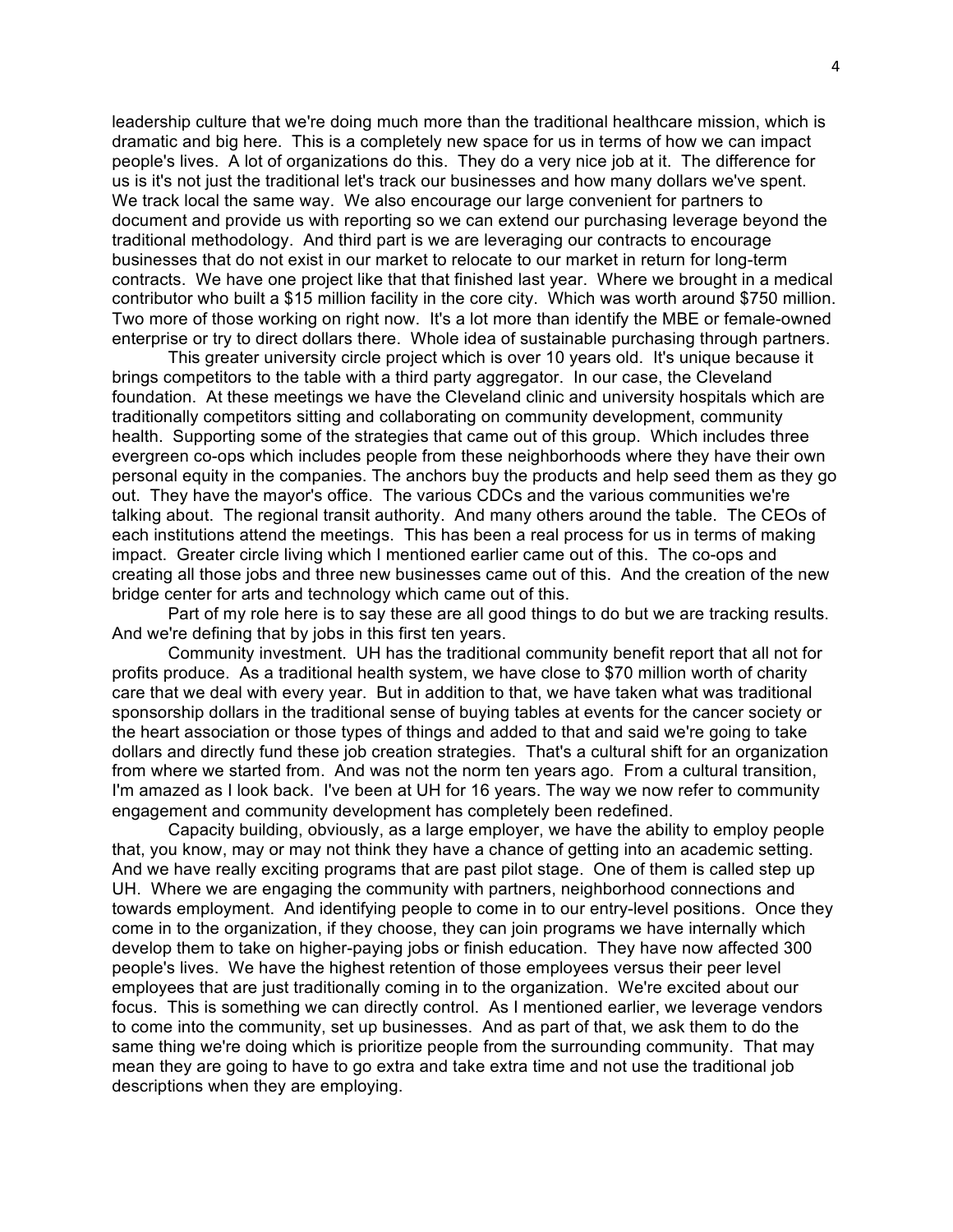leadership culture that we're doing much more than the traditional healthcare mission, which is dramatic and big here. This is a completely new space for us in terms of how we can impact people's lives. A lot of organizations do this. They do a very nice job at it. The difference for us is it's not just the traditional let's track our businesses and how many dollars we've spent. We track local the same way. We also encourage our large convenient for partners to document and provide us with reporting so we can extend our purchasing leverage beyond the traditional methodology. And third part is we are leveraging our contracts to encourage businesses that do not exist in our market to relocate to our market in return for long-term contracts. We have one project like that that finished last year. Where we brought in a medical contributor who built a $15 million facility in the core city. Which was worth around $750 million. Two more of those working on right now. It's a lot more than identify the MBE or female-owned enterprise or try to direct dollars there. Whole idea of sustainable purchasing through partners.

This greater university circle project which is over 10 years old. It's unique because it brings competitors to the table with a third party aggregator. In our case, the Cleveland foundation. At these meetings we have the Cleveland clinic and university hospitals which are traditionally competitors sitting and collaborating on community development, community health. Supporting some of the strategies that came out of this group. Which includes three evergreen co-ops which includes people from these neighborhoods where they have their own personal equity in the companies. The anchors buy the products and help seed them as they go out. They have the mayor's office. The various CDCs and the various communities we're talking about. The regional transit authority. And many others around the table. The CEOs of each institutions attend the meetings. This has been a real process for us in terms of making impact. Greater circle living which I mentioned earlier came out of this. The co-ops and creating all those jobs and three new businesses came out of this. And the creation of the new bridge center for arts and technology which came out of this.

Part of my role here is to say these are all good things to do but we are tracking results. And we're defining that by jobs in this first ten years.

Community investment. UH has the traditional community benefit report that all not for profits produce. As a traditional health system, we have close to $70 million worth of charity care that we deal with every year. But in addition to that, we have taken what was traditional sponsorship dollars in the traditional sense of buying tables at events for the cancer society or the heart association or those types of things and added to that and said we're going to take dollars and directly fund these job creation strategies. That's a cultural shift for an organization from where we started from. And was not the norm ten years ago. From a cultural transition, I'm amazed as I look back. I've been at UH for 16 years. The way we now refer to community engagement and community development has completely been redefined.

Capacity building, obviously, as a large employer, we have the ability to employ people that, you know, may or may not think they have a chance of getting into an academic setting. And we have really exciting programs that are past pilot stage. One of them is called step up UH. Where we are engaging the community with partners, neighborhood connections and towards employment. And identifying people to come in to our entry-level positions. Once they come in to the organization, if they choose, they can join programs we have internally which develop them to take on higher-paying jobs or finish education. They have now affected 300 people's lives. We have the highest retention of those employees versus their peer level employees that are just traditionally coming in to the organization. We're excited about our focus. This is something we can directly control. As I mentioned earlier, we leverage vendors to come into the community, set up businesses. And as part of that, we ask them to do the same thing we're doing which is prioritize people from the surrounding community. That may mean they are going to have to go extra and take extra time and not use the traditional job descriptions when they are employing.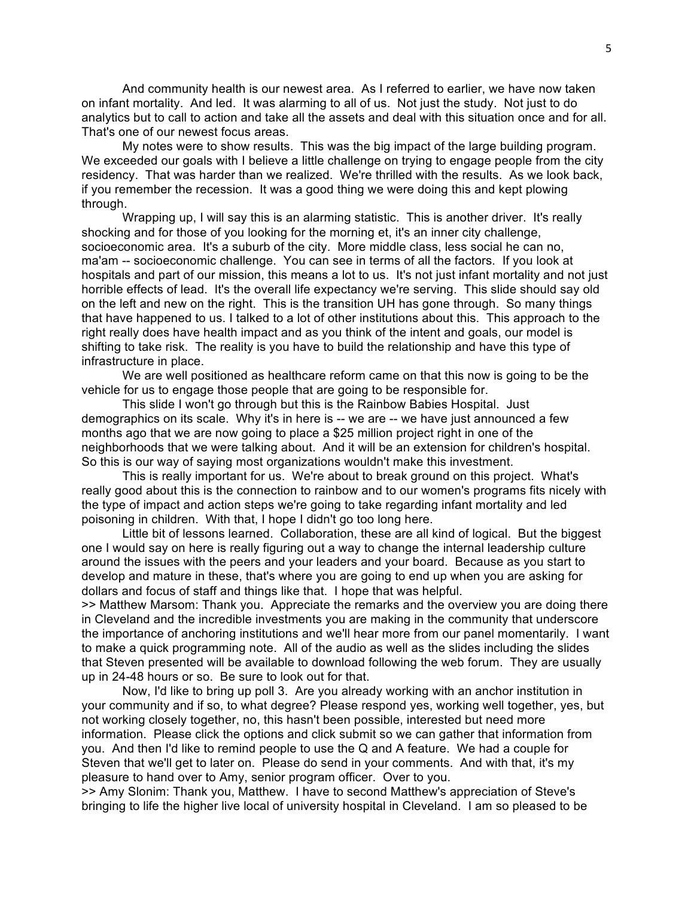And community health is our newest area. As I referred to earlier, we have now taken on infant mortality. And led. It was alarming to all of us. Not just the study. Not just to do analytics but to call to action and take all the assets and deal with this situation once and for all. That's one of our newest focus areas.

My notes were to show results. This was the big impact of the large building program. We exceeded our goals with I believe a little challenge on trying to engage people from the city residency. That was harder than we realized. We're thrilled with the results. As we look back, if you remember the recession. It was a good thing we were doing this and kept plowing through.

Wrapping up, I will say this is an alarming statistic. This is another driver. It's really shocking and for those of you looking for the morning et, it's an inner city challenge, socioeconomic area. It's a suburb of the city. More middle class, less social he can no, ma'am -- socioeconomic challenge. You can see in terms of all the factors. If you look at hospitals and part of our mission, this means a lot to us. It's not just infant mortality and not just horrible effects of lead. It's the overall life expectancy we're serving. This slide should say old on the left and new on the right. This is the transition UH has gone through. So many things that have happened to us. I talked to a lot of other institutions about this. This approach to the right really does have health impact and as you think of the intent and goals, our model is shifting to take risk. The reality is you have to build the relationship and have this type of infrastructure in place.

We are well positioned as healthcare reform came on that this now is going to be the vehicle for us to engage those people that are going to be responsible for.

This slide I won't go through but this is the Rainbow Babies Hospital. Just demographics on its scale. Why it's in here is -- we are -- we have just announced a few months ago that we are now going to place a $25 million project right in one of the neighborhoods that we were talking about. And it will be an extension for children's hospital. So this is our way of saying most organizations wouldn't make this investment.

This is really important for us. We're about to break ground on this project. What's really good about this is the connection to rainbow and to our women's programs fits nicely with the type of impact and action steps we're going to take regarding infant mortality and led poisoning in children. With that, I hope I didn't go too long here.

Little bit of lessons learned. Collaboration, these are all kind of logical. But the biggest one I would say on here is really figuring out a way to change the internal leadership culture around the issues with the peers and your leaders and your board. Because as you start to develop and mature in these, that's where you are going to end up when you are asking for dollars and focus of staff and things like that. I hope that was helpful.

>> Matthew Marsom: Thank you. Appreciate the remarks and the overview you are doing there in Cleveland and the incredible investments you are making in the community that underscore the importance of anchoring institutions and we'll hear more from our panel momentarily. I want to make a quick programming note. All of the audio as well as the slides including the slides that Steven presented will be available to download following the web forum. They are usually up in 24-48 hours or so. Be sure to look out for that.

Now, I'd like to bring up poll 3. Are you already working with an anchor institution in your community and if so, to what degree? Please respond yes, working well together, yes, but not working closely together, no, this hasn't been possible, interested but need more information. Please click the options and click submit so we can gather that information from you. And then I'd like to remind people to use the Q and A feature. We had a couple for Steven that we'll get to later on. Please do send in your comments. And with that, it's my pleasure to hand over to Amy, senior program officer. Over to you.

>> Amy Slonim: Thank you, Matthew. I have to second Matthew's appreciation of Steve's bringing to life the higher live local of university hospital in Cleveland. I am so pleased to be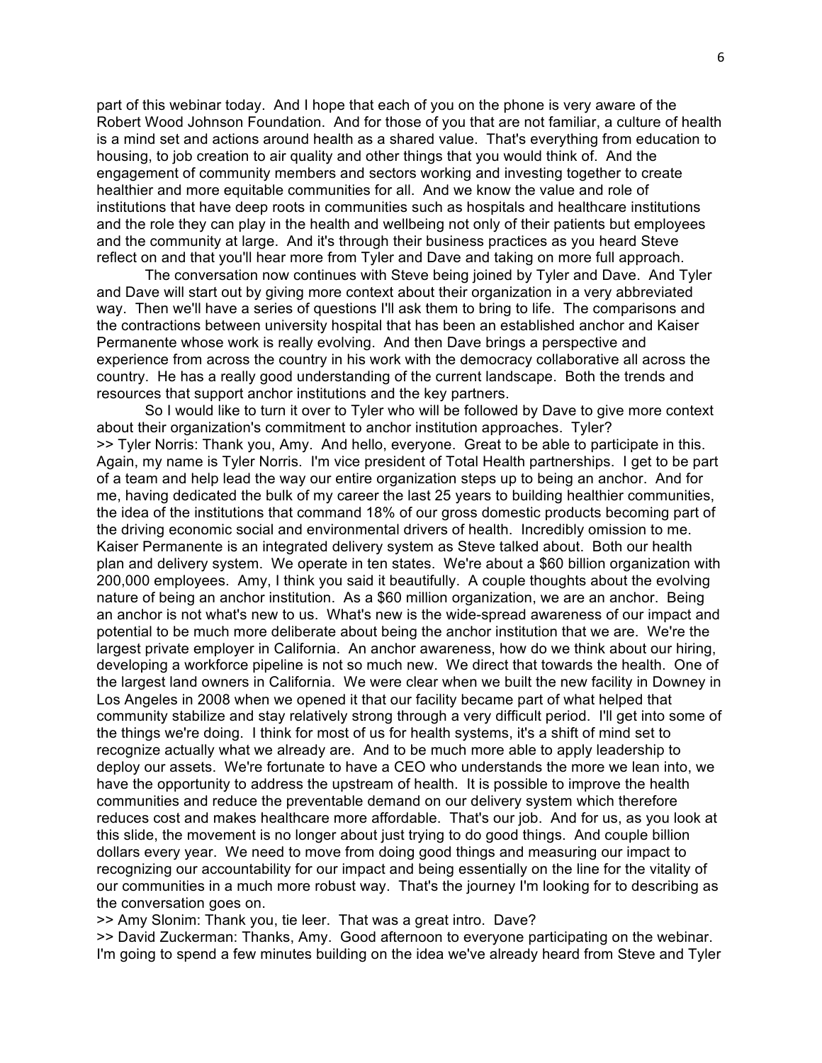part of this webinar today. And I hope that each of you on the phone is very aware of the Robert Wood Johnson Foundation. And for those of you that are not familiar, a culture of health is a mind set and actions around health as a shared value. That's everything from education to housing, to job creation to air quality and other things that you would think of. And the engagement of community members and sectors working and investing together to create healthier and more equitable communities for all. And we know the value and role of institutions that have deep roots in communities such as hospitals and healthcare institutions and the role they can play in the health and wellbeing not only of their patients but employees and the community at large. And it's through their business practices as you heard Steve reflect on and that you'll hear more from Tyler and Dave and taking on more full approach.

The conversation now continues with Steve being joined by Tyler and Dave. And Tyler and Dave will start out by giving more context about their organization in a very abbreviated way. Then we'll have a series of questions I'll ask them to bring to life. The comparisons and the contractions between university hospital that has been an established anchor and Kaiser Permanente whose work is really evolving. And then Dave brings a perspective and experience from across the country in his work with the democracy collaborative all across the country. He has a really good understanding of the current landscape. Both the trends and resources that support anchor institutions and the key partners.

So I would like to turn it over to Tyler who will be followed by Dave to give more context about their organization's commitment to anchor institution approaches. Tyler?

>> Tyler Norris: Thank you, Amy. And hello, everyone. Great to be able to participate in this. Again, my name is Tyler Norris. I'm vice president of Total Health partnerships. I get to be part of a team and help lead the way our entire organization steps up to being an anchor. And for me, having dedicated the bulk of my career the last 25 years to building healthier communities, the idea of the institutions that command 18% of our gross domestic products becoming part of the driving economic social and environmental drivers of health. Incredibly omission to me. Kaiser Permanente is an integrated delivery system as Steve talked about. Both our health plan and delivery system. We operate in ten states. We're about a $60 billion organization with 200,000 employees. Amy, I think you said it beautifully. A couple thoughts about the evolving nature of being an anchor institution. As a $60 million organization, we are an anchor. Being an anchor is not what's new to us. What's new is the wide-spread awareness of our impact and potential to be much more deliberate about being the anchor institution that we are. We're the largest private employer in California. An anchor awareness, how do we think about our hiring, developing a workforce pipeline is not so much new. We direct that towards the health. One of the largest land owners in California. We were clear when we built the new facility in Downey in Los Angeles in 2008 when we opened it that our facility became part of what helped that community stabilize and stay relatively strong through a very difficult period. I'll get into some of the things we're doing. I think for most of us for health systems, it's a shift of mind set to recognize actually what we already are. And to be much more able to apply leadership to deploy our assets. We're fortunate to have a CEO who understands the more we lean into, we have the opportunity to address the upstream of health. It is possible to improve the health communities and reduce the preventable demand on our delivery system which therefore reduces cost and makes healthcare more affordable. That's our job. And for us, as you look at this slide, the movement is no longer about just trying to do good things. And couple billion dollars every year. We need to move from doing good things and measuring our impact to recognizing our accountability for our impact and being essentially on the line for the vitality of our communities in a much more robust way. That's the journey I'm looking for to describing as the conversation goes on.

>> Amy Slonim: Thank you, tie leer. That was a great intro. Dave?

>> David Zuckerman: Thanks, Amy. Good afternoon to everyone participating on the webinar. I'm going to spend a few minutes building on the idea we've already heard from Steve and Tyler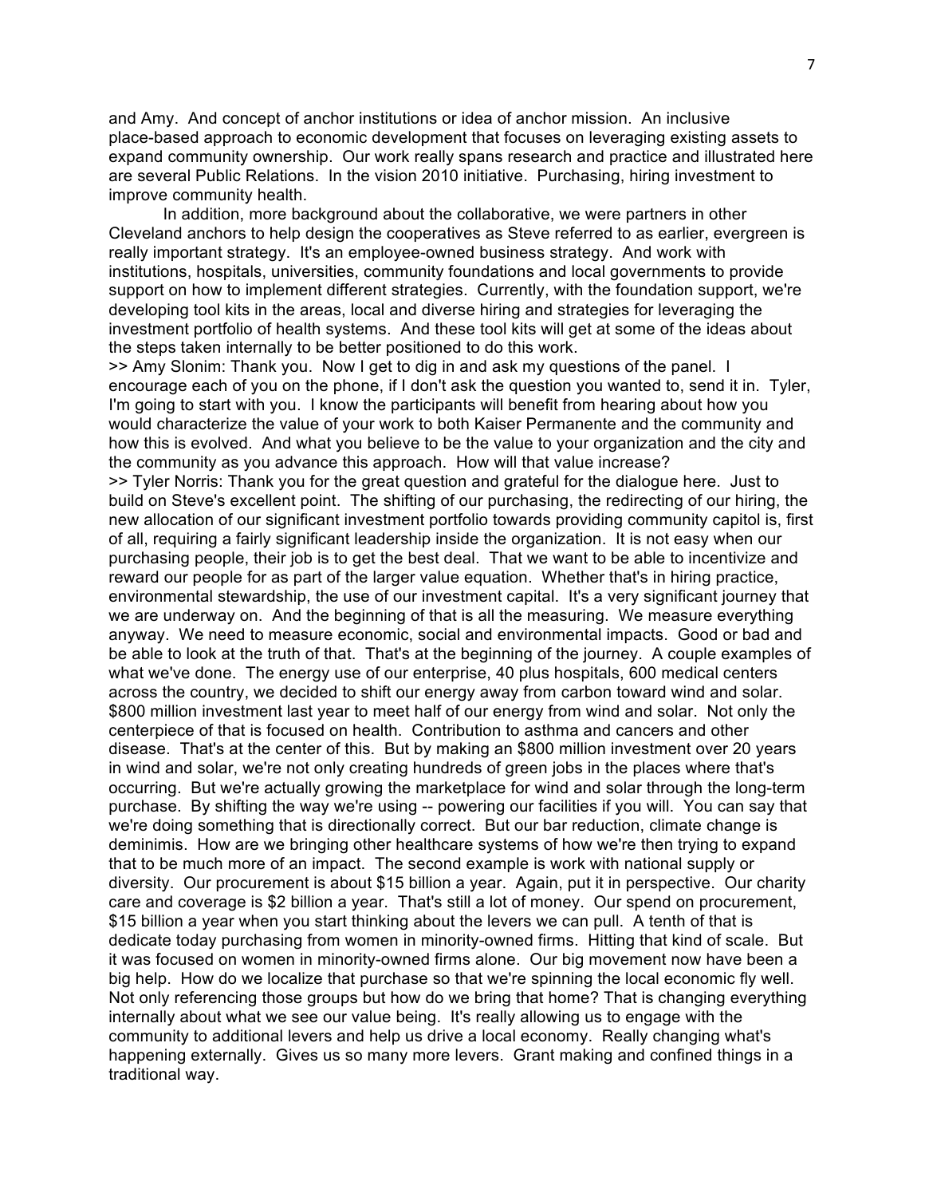and Amy. And concept of anchor institutions or idea of anchor mission. An inclusive place-based approach to economic development that focuses on leveraging existing assets to expand community ownership. Our work really spans research and practice and illustrated here are several Public Relations. In the vision 2010 initiative. Purchasing, hiring investment to improve community health.

In addition, more background about the collaborative, we were partners in other Cleveland anchors to help design the cooperatives as Steve referred to as earlier, evergreen is really important strategy. It's an employee-owned business strategy. And work with institutions, hospitals, universities, community foundations and local governments to provide support on how to implement different strategies. Currently, with the foundation support, we're developing tool kits in the areas, local and diverse hiring and strategies for leveraging the investment portfolio of health systems. And these tool kits will get at some of the ideas about the steps taken internally to be better positioned to do this work.

>> Amy Slonim: Thank you. Now I get to dig in and ask my questions of the panel. I encourage each of you on the phone, if I don't ask the question you wanted to, send it in. Tyler, I'm going to start with you. I know the participants will benefit from hearing about how you would characterize the value of your work to both Kaiser Permanente and the community and how this is evolved. And what you believe to be the value to your organization and the city and the community as you advance this approach. How will that value increase?

>> Tyler Norris: Thank you for the great question and grateful for the dialogue here. Just to build on Steve's excellent point. The shifting of our purchasing, the redirecting of our hiring, the new allocation of our significant investment portfolio towards providing community capitol is, first of all, requiring a fairly significant leadership inside the organization. It is not easy when our purchasing people, their job is to get the best deal. That we want to be able to incentivize and reward our people for as part of the larger value equation. Whether that's in hiring practice, environmental stewardship, the use of our investment capital. It's a very significant journey that we are underway on. And the beginning of that is all the measuring. We measure everything anyway. We need to measure economic, social and environmental impacts. Good or bad and be able to look at the truth of that. That's at the beginning of the journey. A couple examples of what we've done. The energy use of our enterprise, 40 plus hospitals, 600 medical centers across the country, we decided to shift our energy away from carbon toward wind and solar. \$800 million investment last year to meet half of our energy from wind and solar. Not only the centerpiece of that is focused on health. Contribution to asthma and cancers and other disease. That's at the center of this. But by making an \$800 million investment over 20 years in wind and solar, we're not only creating hundreds of green jobs in the places where that's occurring. But we're actually growing the marketplace for wind and solar through the long-term purchase. By shifting the way we're using -- powering our facilities if you will. You can say that we're doing something that is directionally correct. But our bar reduction, climate change is deminimis. How are we bringing other healthcare systems of how we're then trying to expand that to be much more of an impact. The second example is work with national supply or diversity. Our procurement is about \$15 billion a year. Again, put it in perspective. Our charity care and coverage is \$2 billion a year. That's still a lot of money. Our spend on procurement, \$15 billion a year when you start thinking about the levers we can pull. A tenth of that is dedicate today purchasing from women in minority-owned firms. Hitting that kind of scale. But it was focused on women in minority-owned firms alone. Our big movement now have been a big help. How do we localize that purchase so that we're spinning the local economic fly well. Not only referencing those groups but how do we bring that home? That is changing everything internally about what we see our value being. It's really allowing us to engage with the community to additional levers and help us drive a local economy. Really changing what's happening externally. Gives us so many more levers. Grant making and confined things in a traditional way.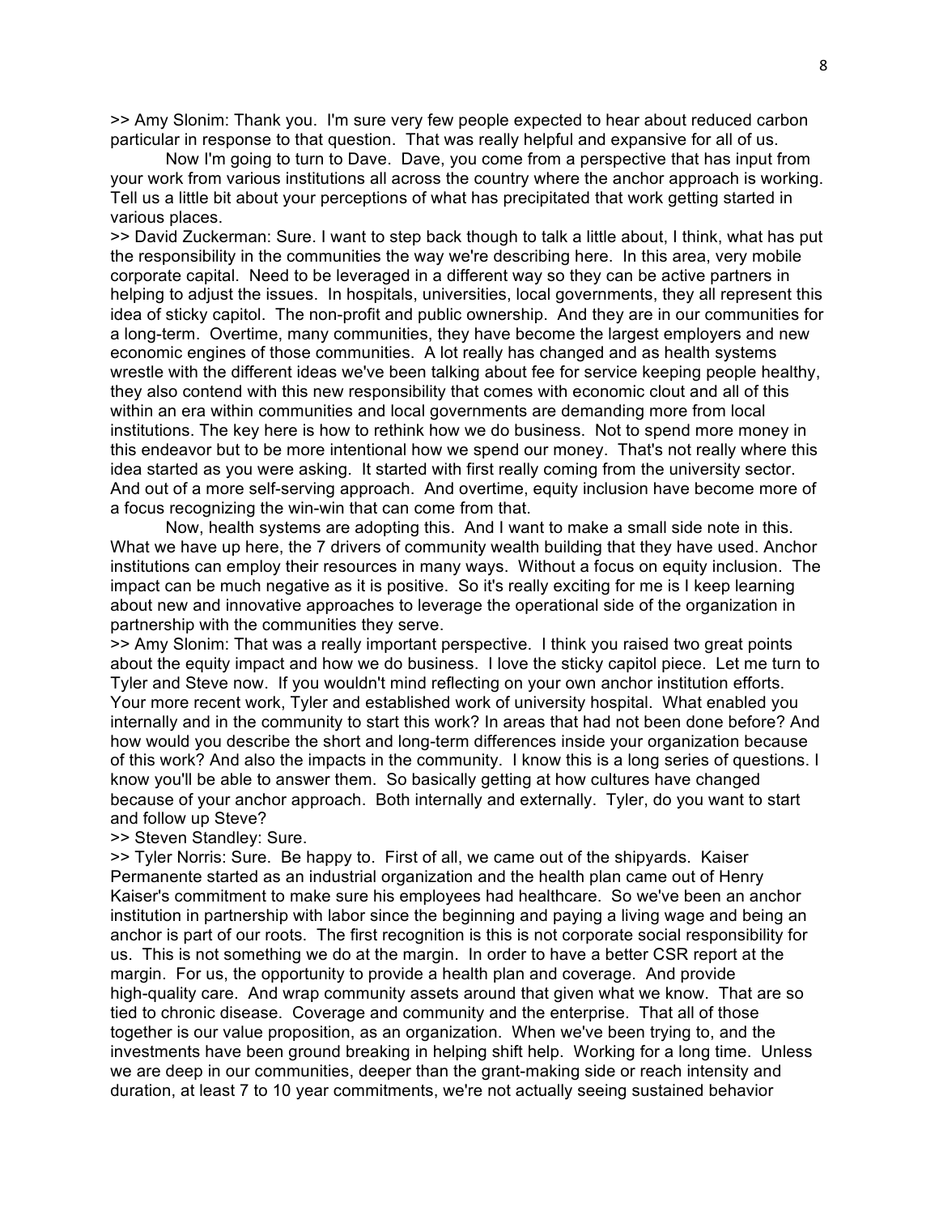>> Amy Slonim: Thank you. I'm sure very few people expected to hear about reduced carbon particular in response to that question. That was really helpful and expansive for all of us.

Now I'm going to turn to Dave. Dave, you come from a perspective that has input from your work from various institutions all across the country where the anchor approach is working. Tell us a little bit about your perceptions of what has precipitated that work getting started in various places.

>> David Zuckerman: Sure. I want to step back though to talk a little about, I think, what has put the responsibility in the communities the way we're describing here. In this area, very mobile corporate capital. Need to be leveraged in a different way so they can be active partners in helping to adjust the issues. In hospitals, universities, local governments, they all represent this idea of sticky capitol. The non-profit and public ownership. And they are in our communities for a long-term. Overtime, many communities, they have become the largest employers and new economic engines of those communities. A lot really has changed and as health systems wrestle with the different ideas we've been talking about fee for service keeping people healthy, they also contend with this new responsibility that comes with economic clout and all of this within an era within communities and local governments are demanding more from local institutions. The key here is how to rethink how we do business. Not to spend more money in this endeavor but to be more intentional how we spend our money. That's not really where this idea started as you were asking. It started with first really coming from the university sector. And out of a more self-serving approach. And overtime, equity inclusion have become more of a focus recognizing the win-win that can come from that.

Now, health systems are adopting this. And I want to make a small side note in this. What we have up here, the 7 drivers of community wealth building that they have used. Anchor institutions can employ their resources in many ways. Without a focus on equity inclusion. The impact can be much negative as it is positive. So it's really exciting for me is I keep learning about new and innovative approaches to leverage the operational side of the organization in partnership with the communities they serve.

>> Amy Slonim: That was a really important perspective. I think you raised two great points about the equity impact and how we do business. I love the sticky capitol piece. Let me turn to Tyler and Steve now. If you wouldn't mind reflecting on your own anchor institution efforts. Your more recent work, Tyler and established work of university hospital. What enabled you internally and in the community to start this work? In areas that had not been done before? And how would you describe the short and long-term differences inside your organization because of this work? And also the impacts in the community. I know this is a long series of questions. I know you'll be able to answer them. So basically getting at how cultures have changed because of your anchor approach. Both internally and externally. Tyler, do you want to start and follow up Steve?

>> Steven Standley: Sure.

>> Tyler Norris: Sure. Be happy to. First of all, we came out of the shipyards. Kaiser Permanente started as an industrial organization and the health plan came out of Henry Kaiser's commitment to make sure his employees had healthcare. So we've been an anchor institution in partnership with labor since the beginning and paying a living wage and being an anchor is part of our roots. The first recognition is this is not corporate social responsibility for us. This is not something we do at the margin. In order to have a better CSR report at the margin. For us, the opportunity to provide a health plan and coverage. And provide high-quality care. And wrap community assets around that given what we know. That are so tied to chronic disease. Coverage and community and the enterprise. That all of those together is our value proposition, as an organization. When we've been trying to, and the investments have been ground breaking in helping shift help. Working for a long time. Unless we are deep in our communities, deeper than the grant-making side or reach intensity and duration, at least 7 to 10 year commitments, we're not actually seeing sustained behavior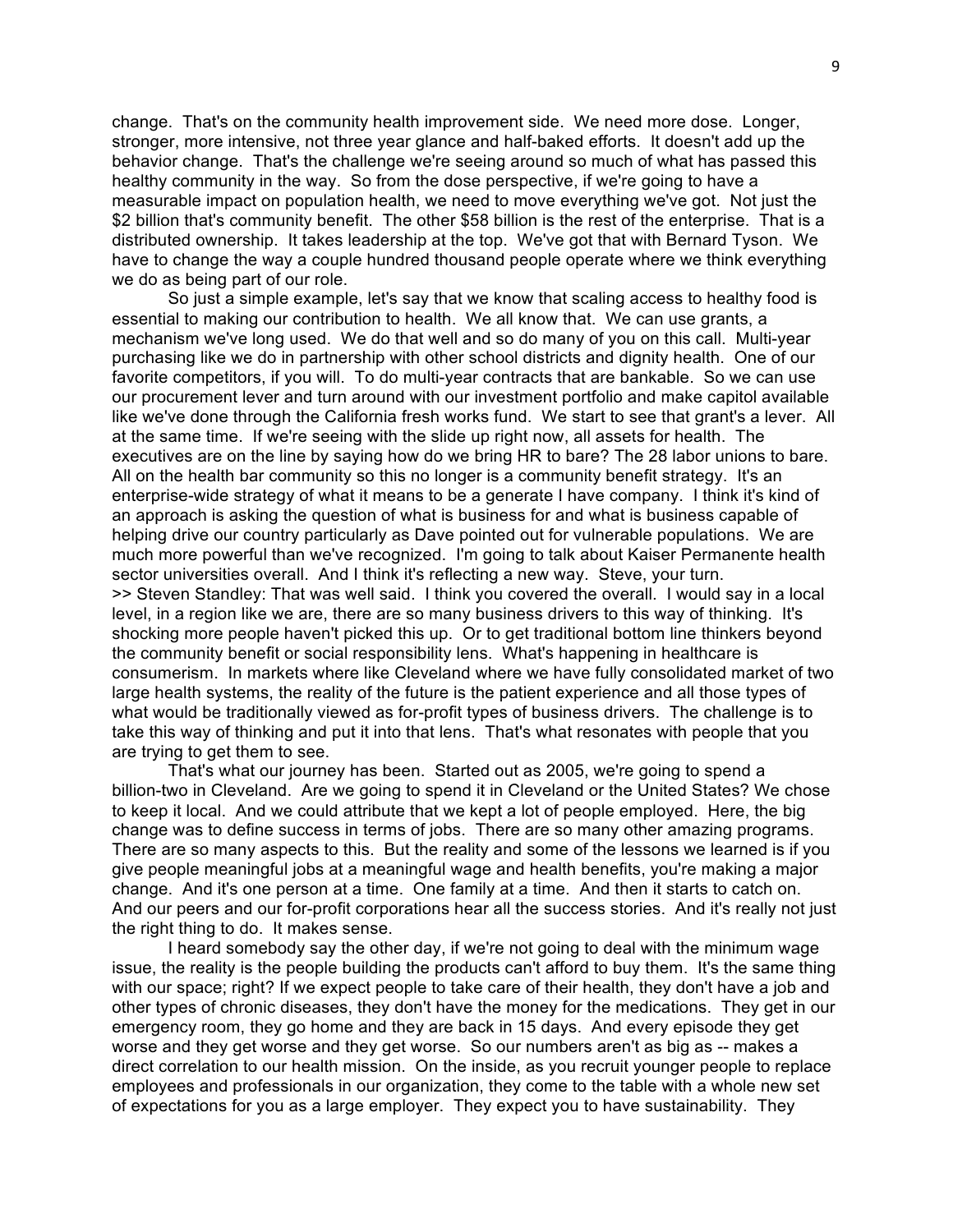change. That's on the community health improvement side. We need more dose. Longer, stronger, more intensive, not three year glance and half-baked efforts. It doesn't add up the behavior change. That's the challenge we're seeing around so much of what has passed this healthy community in the way. So from the dose perspective, if we're going to have a measurable impact on population health, we need to move everything we've got. Not just the $2 billion that's community benefit. The other $58 billion is the rest of the enterprise. That is a distributed ownership. It takes leadership at the top. We've got that with Bernard Tyson. We have to change the way a couple hundred thousand people operate where we think everything we do as being part of our role.

So just a simple example, let's say that we know that scaling access to healthy food is essential to making our contribution to health. We all know that. We can use grants, a mechanism we've long used. We do that well and so do many of you on this call. Multi-year purchasing like we do in partnership with other school districts and dignity health. One of our favorite competitors, if you will. To do multi-year contracts that are bankable. So we can use our procurement lever and turn around with our investment portfolio and make capitol available like we've done through the California fresh works fund. We start to see that grant's a lever. All at the same time. If we're seeing with the slide up right now, all assets for health. The executives are on the line by saying how do we bring HR to bare? The 28 labor unions to bare. All on the health bar community so this no longer is a community benefit strategy. It's an enterprise-wide strategy of what it means to be a generate I have company. I think it's kind of an approach is asking the question of what is business for and what is business capable of helping drive our country particularly as Dave pointed out for vulnerable populations. We are much more powerful than we've recognized. I'm going to talk about Kaiser Permanente health sector universities overall. And I think it's reflecting a new way. Steve, your turn.

>> Steven Standley: That was well said. I think you covered the overall. I would say in a local level, in a region like we are, there are so many business drivers to this way of thinking. It's shocking more people haven't picked this up. Or to get traditional bottom line thinkers beyond the community benefit or social responsibility lens. What's happening in healthcare is consumerism. In markets where like Cleveland where we have fully consolidated market of two large health systems, the reality of the future is the patient experience and all those types of what would be traditionally viewed as for-profit types of business drivers. The challenge is to take this way of thinking and put it into that lens. That's what resonates with people that you are trying to get them to see.

That's what our journey has been. Started out as 2005, we're going to spend a billion-two in Cleveland. Are we going to spend it in Cleveland or the United States? We chose to keep it local. And we could attribute that we kept a lot of people employed. Here, the big change was to define success in terms of jobs. There are so many other amazing programs. There are so many aspects to this. But the reality and some of the lessons we learned is if you give people meaningful jobs at a meaningful wage and health benefits, you're making a major change. And it's one person at a time. One family at a time. And then it starts to catch on. And our peers and our for-profit corporations hear all the success stories. And it's really not just the right thing to do. It makes sense.

I heard somebody say the other day, if we're not going to deal with the minimum wage issue, the reality is the people building the products can't afford to buy them. It's the same thing with our space; right? If we expect people to take care of their health, they don't have a job and other types of chronic diseases, they don't have the money for the medications. They get in our emergency room, they go home and they are back in 15 days. And every episode they get worse and they get worse and they get worse. So our numbers aren't as big as -- makes a direct correlation to our health mission. On the inside, as you recruit younger people to replace employees and professionals in our organization, they come to the table with a whole new set of expectations for you as a large employer. They expect you to have sustainability. They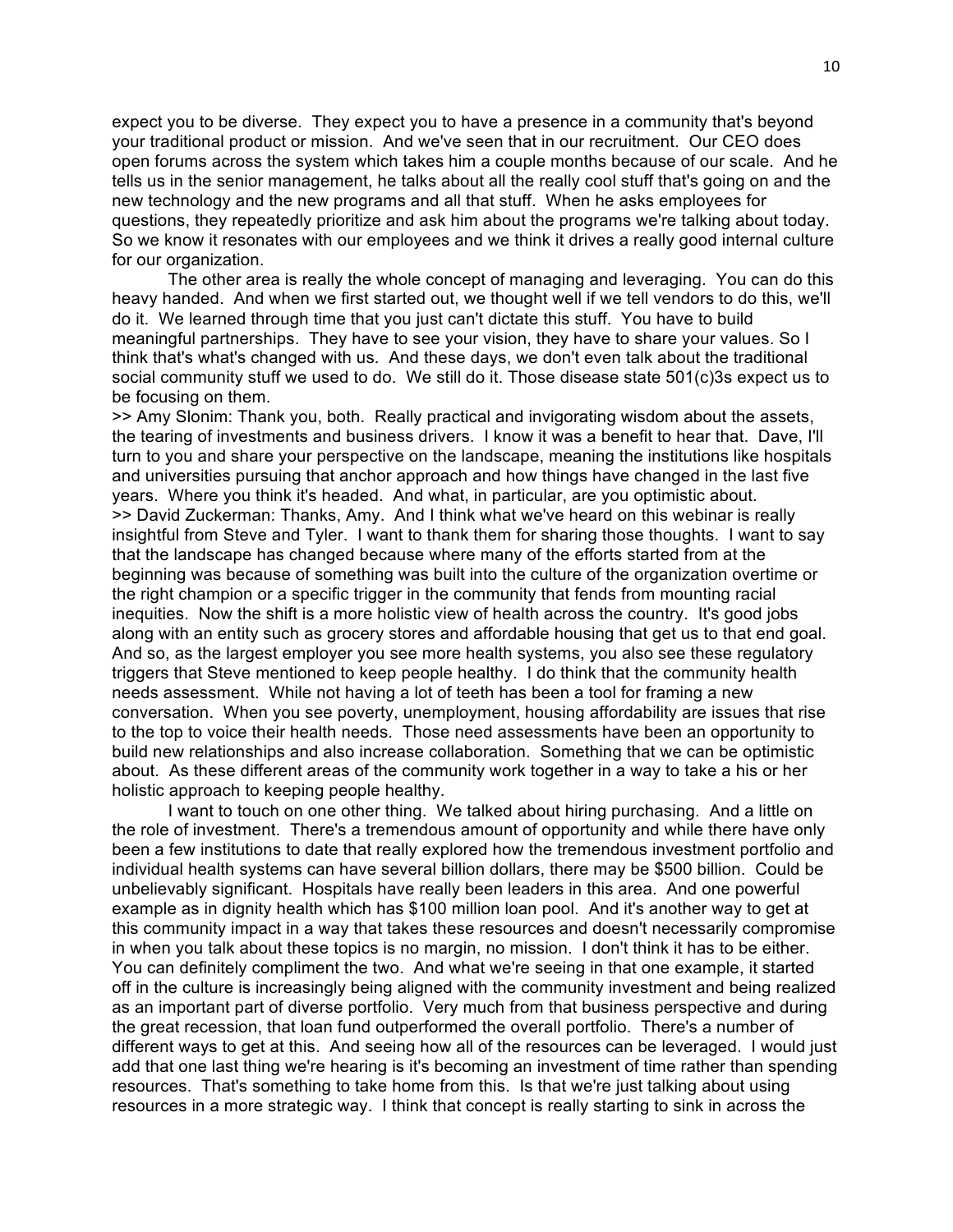expect you to be diverse. They expect you to have a presence in a community that's beyond your traditional product or mission. And we've seen that in our recruitment. Our CEO does open forums across the system which takes him a couple months because of our scale. And he tells us in the senior management, he talks about all the really cool stuff that's going on and the new technology and the new programs and all that stuff. When he asks employees for questions, they repeatedly prioritize and ask him about the programs we're talking about today. So we know it resonates with our employees and we think it drives a really good internal culture for our organization.

The other area is really the whole concept of managing and leveraging. You can do this heavy handed. And when we first started out, we thought well if we tell vendors to do this, we'll do it. We learned through time that you just can't dictate this stuff. You have to build meaningful partnerships. They have to see your vision, they have to share your values. So I think that's what's changed with us. And these days, we don't even talk about the traditional social community stuff we used to do. We still do it. Those disease state 501(c)3s expect us to be focusing on them.

>> Amy Slonim: Thank you, both. Really practical and invigorating wisdom about the assets, the tearing of investments and business drivers. I know it was a benefit to hear that. Dave, I'll turn to you and share your perspective on the landscape, meaning the institutions like hospitals and universities pursuing that anchor approach and how things have changed in the last five years. Where you think it's headed. And what, in particular, are you optimistic about.

>> David Zuckerman: Thanks, Amy. And I think what we've heard on this webinar is really insightful from Steve and Tyler. I want to thank them for sharing those thoughts. I want to say that the landscape has changed because where many of the efforts started from at the beginning was because of something was built into the culture of the organization overtime or the right champion or a specific trigger in the community that fends from mounting racial inequities. Now the shift is a more holistic view of health across the country. It's good jobs along with an entity such as grocery stores and affordable housing that get us to that end goal. And so, as the largest employer you see more health systems, you also see these regulatory triggers that Steve mentioned to keep people healthy. I do think that the community health needs assessment. While not having a lot of teeth has been a tool for framing a new conversation. When you see poverty, unemployment, housing affordability are issues that rise to the top to voice their health needs. Those need assessments have been an opportunity to build new relationships and also increase collaboration. Something that we can be optimistic about. As these different areas of the community work together in a way to take a his or her holistic approach to keeping people healthy.

I want to touch on one other thing. We talked about hiring purchasing. And a little on the role of investment. There's a tremendous amount of opportunity and while there have only been a few institutions to date that really explored how the tremendous investment portfolio and individual health systems can have several billion dollars, there may be $500 billion. Could be unbelievably significant. Hospitals have really been leaders in this area. And one powerful example as in dignity health which has $100 million loan pool. And it's another way to get at this community impact in a way that takes these resources and doesn't necessarily compromise in when you talk about these topics is no margin, no mission. I don't think it has to be either. You can definitely compliment the two. And what we're seeing in that one example, it started off in the culture is increasingly being aligned with the community investment and being realized as an important part of diverse portfolio. Very much from that business perspective and during the great recession, that loan fund outperformed the overall portfolio. There's a number of different ways to get at this. And seeing how all of the resources can be leveraged. I would just add that one last thing we're hearing is it's becoming an investment of time rather than spending resources. That's something to take home from this. Is that we're just talking about using resources in a more strategic way. I think that concept is really starting to sink in across the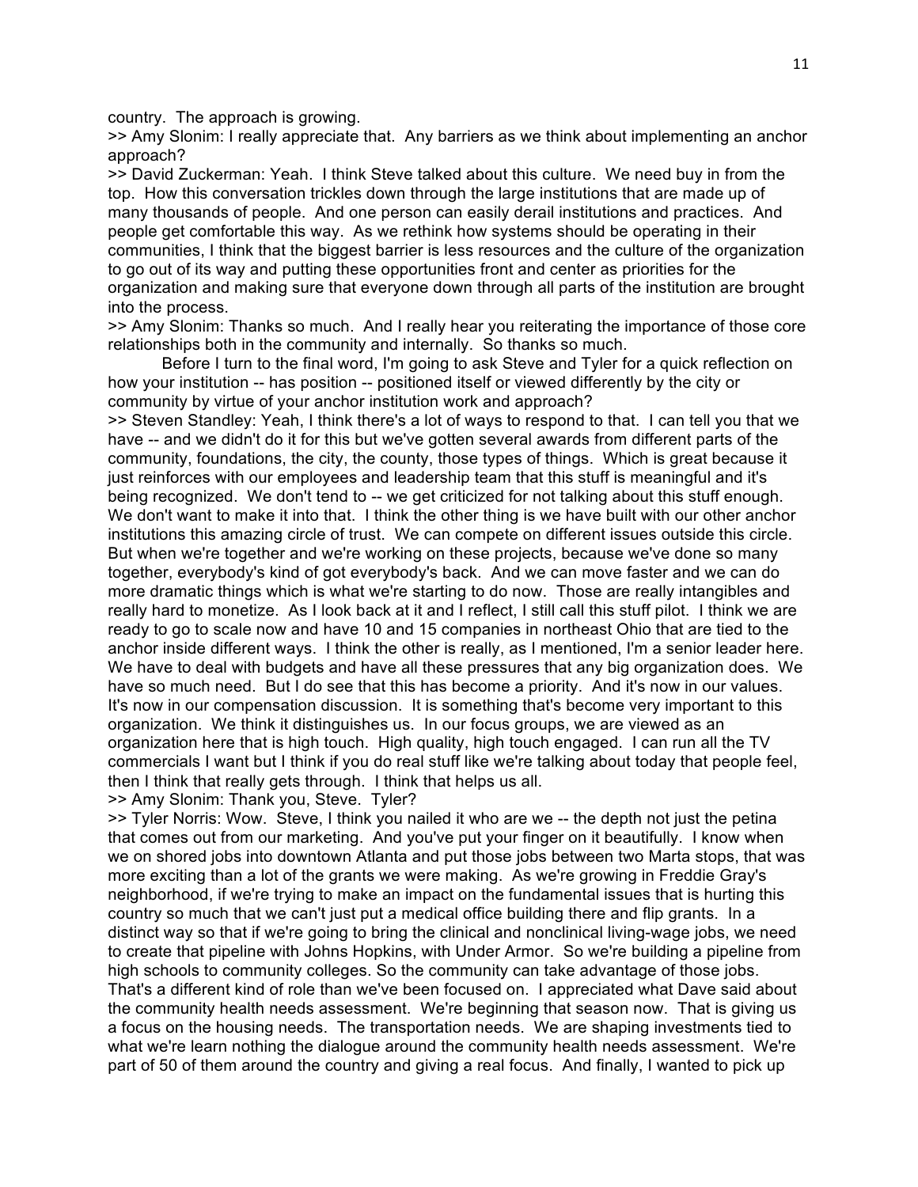country. The approach is growing.

>> Amy Slonim: I really appreciate that. Any barriers as we think about implementing an anchor approach?

>> David Zuckerman: Yeah. I think Steve talked about this culture. We need buy in from the top. How this conversation trickles down through the large institutions that are made up of many thousands of people. And one person can easily derail institutions and practices. And people get comfortable this way. As we rethink how systems should be operating in their communities, I think that the biggest barrier is less resources and the culture of the organization to go out of its way and putting these opportunities front and center as priorities for the organization and making sure that everyone down through all parts of the institution are brought into the process.

>> Amy Slonim: Thanks so much. And I really hear you reiterating the importance of those core relationships both in the community and internally. So thanks so much.

Before I turn to the final word, I'm going to ask Steve and Tyler for a quick reflection on how your institution -- has position -- positioned itself or viewed differently by the city or community by virtue of your anchor institution work and approach?

>> Steven Standley: Yeah, I think there's a lot of ways to respond to that. I can tell you that we have -- and we didn't do it for this but we've gotten several awards from different parts of the community, foundations, the city, the county, those types of things. Which is great because it just reinforces with our employees and leadership team that this stuff is meaningful and it's being recognized. We don't tend to -- we get criticized for not talking about this stuff enough. We don't want to make it into that. I think the other thing is we have built with our other anchor institutions this amazing circle of trust. We can compete on different issues outside this circle. But when we're together and we're working on these projects, because we've done so many together, everybody's kind of got everybody's back. And we can move faster and we can do more dramatic things which is what we're starting to do now. Those are really intangibles and really hard to monetize. As I look back at it and I reflect, I still call this stuff pilot. I think we are ready to go to scale now and have 10 and 15 companies in northeast Ohio that are tied to the anchor inside different ways. I think the other is really, as I mentioned, I'm a senior leader here. We have to deal with budgets and have all these pressures that any big organization does. We have so much need. But I do see that this has become a priority. And it's now in our values. It's now in our compensation discussion. It is something that's become very important to this organization. We think it distinguishes us. In our focus groups, we are viewed as an organization here that is high touch. High quality, high touch engaged. I can run all the TV commercials I want but I think if you do real stuff like we're talking about today that people feel, then I think that really gets through. I think that helps us all.

>> Amy Slonim: Thank you, Steve. Tyler?

>> Tyler Norris: Wow. Steve, I think you nailed it who are we -- the depth not just the petina that comes out from our marketing. And you've put your finger on it beautifully. I know when we on shored jobs into downtown Atlanta and put those jobs between two Marta stops, that was more exciting than a lot of the grants we were making. As we're growing in Freddie Gray's neighborhood, if we're trying to make an impact on the fundamental issues that is hurting this country so much that we can't just put a medical office building there and flip grants. In a distinct way so that if we're going to bring the clinical and nonclinical living-wage jobs, we need to create that pipeline with Johns Hopkins, with Under Armor. So we're building a pipeline from high schools to community colleges. So the community can take advantage of those jobs. That's a different kind of role than we've been focused on. I appreciated what Dave said about the community health needs assessment. We're beginning that season now. That is giving us a focus on the housing needs. The transportation needs. We are shaping investments tied to what we're learn nothing the dialogue around the community health needs assessment. We're part of 50 of them around the country and giving a real focus. And finally, I wanted to pick up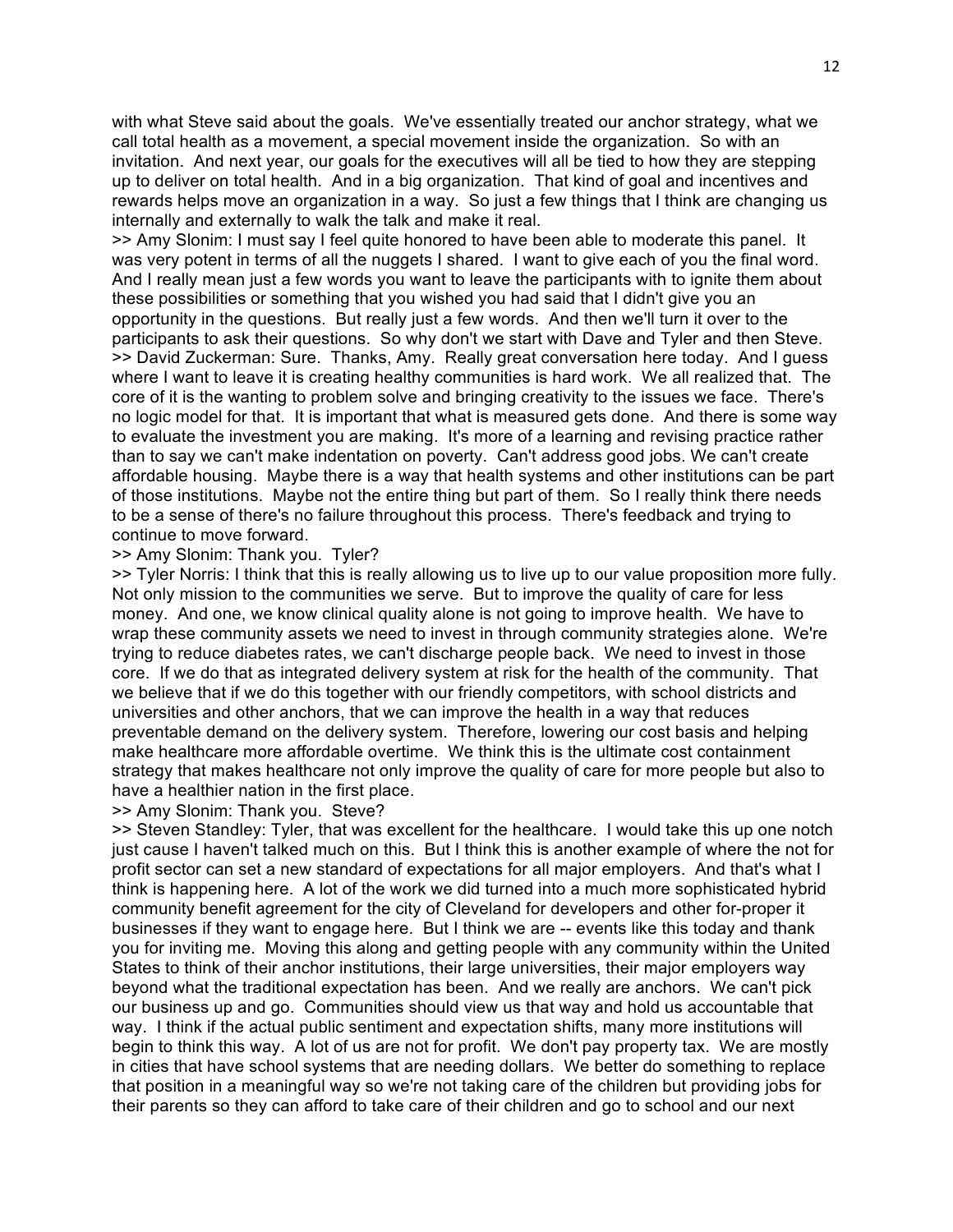with what Steve said about the goals. We've essentially treated our anchor strategy, what we call total health as a movement, a special movement inside the organization. So with an invitation. And next year, our goals for the executives will all be tied to how they are stepping up to deliver on total health. And in a big organization. That kind of goal and incentives and rewards helps move an organization in a way. So just a few things that I think are changing us internally and externally to walk the talk and make it real.

>> Amy Slonim: I must say I feel quite honored to have been able to moderate this panel. It was very potent in terms of all the nuggets I shared. I want to give each of you the final word. And I really mean just a few words you want to leave the participants with to ignite them about these possibilities or something that you wished you had said that I didn't give you an opportunity in the questions. But really just a few words. And then we'll turn it over to the participants to ask their questions. So why don't we start with Dave and Tyler and then Steve.

>> David Zuckerman: Sure. Thanks, Amy. Really great conversation here today. And I guess where I want to leave it is creating healthy communities is hard work. We all realized that. The core of it is the wanting to problem solve and bringing creativity to the issues we face. There's no logic model for that. It is important that what is measured gets done. And there is some way to evaluate the investment you are making. It's more of a learning and revising practice rather than to say we can't make indentation on poverty. Can't address good jobs. We can't create affordable housing. Maybe there is a way that health systems and other institutions can be part of those institutions. Maybe not the entire thing but part of them. So I really think there needs to be a sense of there's no failure throughout this process. There's feedback and trying to continue to move forward.

>> Amy Slonim: Thank you. Tyler?

>> Tyler Norris: I think that this is really allowing us to live up to our value proposition more fully. Not only mission to the communities we serve. But to improve the quality of care for less money. And one, we know clinical quality alone is not going to improve health. We have to wrap these community assets we need to invest in through community strategies alone. We're trying to reduce diabetes rates, we can't discharge people back. We need to invest in those core. If we do that as integrated delivery system at risk for the health of the community. That we believe that if we do this together with our friendly competitors, with school districts and universities and other anchors, that we can improve the health in a way that reduces preventable demand on the delivery system. Therefore, lowering our cost basis and helping make healthcare more affordable overtime. We think this is the ultimate cost containment strategy that makes healthcare not only improve the quality of care for more people but also to have a healthier nation in the first place.

>> Amy Slonim: Thank you. Steve?

>> Steven Standley: Tyler, that was excellent for the healthcare. I would take this up one notch just cause I haven't talked much on this. But I think this is another example of where the not for profit sector can set a new standard of expectations for all major employers. And that's what I think is happening here. A lot of the work we did turned into a much more sophisticated hybrid community benefit agreement for the city of Cleveland for developers and other for-proper it businesses if they want to engage here. But I think we are -- events like this today and thank you for inviting me. Moving this along and getting people with any community within the United States to think of their anchor institutions, their large universities, their major employers way beyond what the traditional expectation has been. And we really are anchors. We can't pick our business up and go. Communities should view us that way and hold us accountable that way. I think if the actual public sentiment and expectation shifts, many more institutions will begin to think this way. A lot of us are not for profit. We don't pay property tax. We are mostly in cities that have school systems that are needing dollars. We better do something to replace that position in a meaningful way so we're not taking care of the children but providing jobs for their parents so they can afford to take care of their children and go to school and our next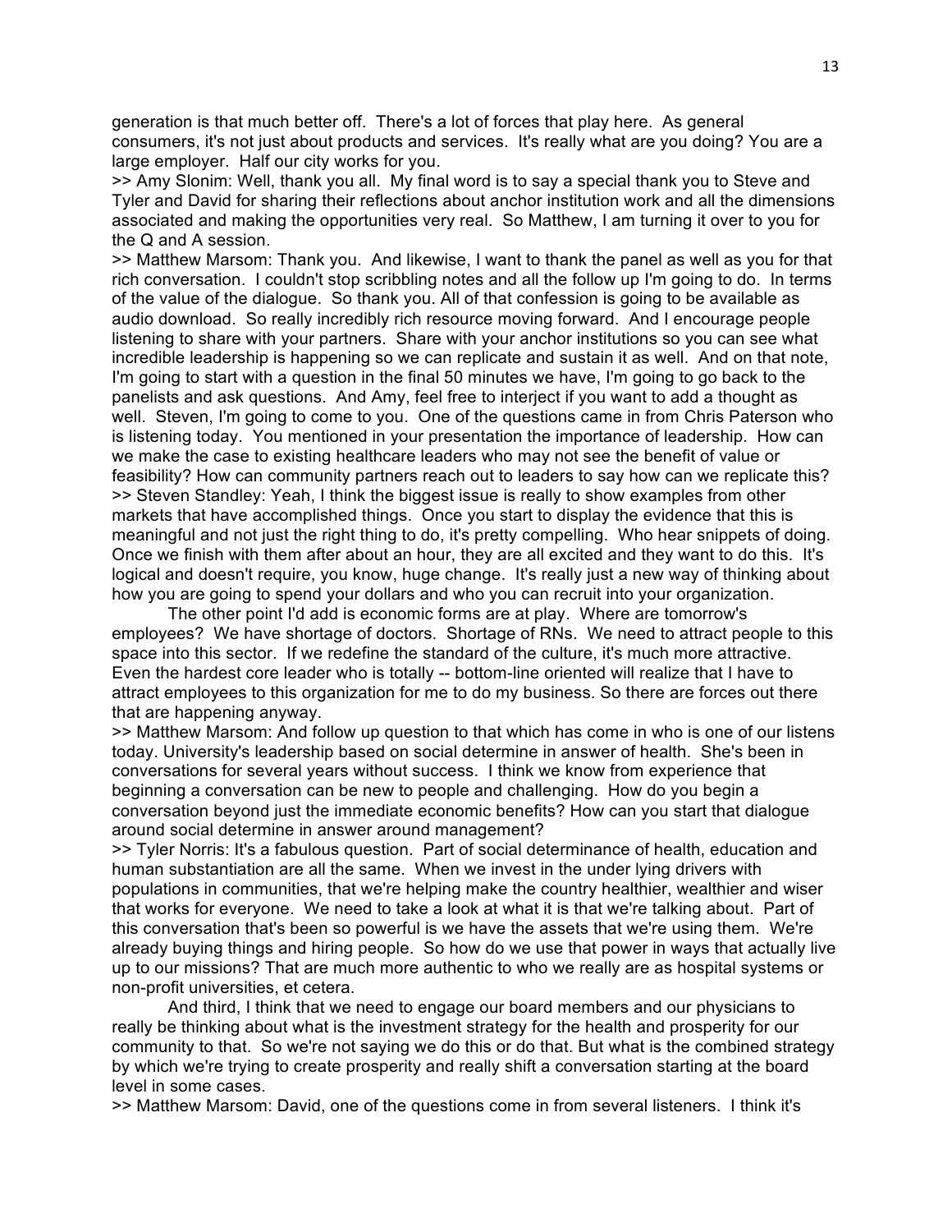generation is that much better off. There's a lot of forces that play here. As general consumers, it's not just about products and services. It's really what are you doing? You are a large employer. Half our city works for you.

>> Amy Slonim: Well, thank you all. My final word is to say a special thank you to Steve and Tyler and David for sharing their reflections about anchor institution work and all the dimensions associated and making the opportunities very real. So Matthew, I am turning it over to you for the Q and A session.

>> Matthew Marsom: Thank you. And likewise, I want to thank the panel as well as you for that rich conversation. I couldn't stop scribbling notes and all the follow up I'm going to do. In terms of the value of the dialogue. So thank you. All of that confession is going to be available as audio download. So really incredibly rich resource moving forward. And I encourage people listening to share with your partners. Share with your anchor institutions so you can see what incredible leadership is happening so we can replicate and sustain it as well. And on that note, I'm going to start with a question in the final 50 minutes we have, I'm going to go back to the panelists and ask questions. And Amy, feel free to interject if you want to add a thought as well. Steven, I'm going to come to you. One of the questions came in from Chris Paterson who is listening today. You mentioned in your presentation the importance of leadership. How can we make the case to existing healthcare leaders who may not see the benefit of value or feasibility? How can community partners reach out to leaders to say how can we replicate this?

>> Steven Standley: Yeah, I think the biggest issue is really to show examples from other markets that have accomplished things. Once you start to display the evidence that this is meaningful and not just the right thing to do, it's pretty compelling. Who hear snippets of doing. Once we finish with them after about an hour, they are all excited and they want to do this. It's logical and doesn't require, you know, huge change. It's really just a new way of thinking about how you are going to spend your dollars and who you can recruit into your organization.

The other point I'd add is economic forms are at play. Where are tomorrow's employees? We have shortage of doctors. Shortage of RNs. We need to attract people to this space into this sector. If we redefine the standard of the culture, it's much more attractive. Even the hardest core leader who is totally -- bottom-line oriented will realize that I have to attract employees to this organization for me to do my business. So there are forces out there that are happening anyway.

>> Matthew Marsom: And follow up question to that which has come in who is one of our listens today. University's leadership based on social determine in answer of health. She's been in conversations for several years without success. I think we know from experience that beginning a conversation can be new to people and challenging. How do you begin a conversation beyond just the immediate economic benefits? How can you start that dialogue around social determine in answer around management?

>> Tyler Norris: It's a fabulous question. Part of social determinance of health, education and human substantiation are all the same. When we invest in the under lying drivers with populations in communities, that we're helping make the country healthier, wealthier and wiser that works for everyone. We need to take a look at what it is that we're talking about. Part of this conversation that's been so powerful is we have the assets that we're using them. We're already buying things and hiring people. So how do we use that power in ways that actually live up to our missions? That are much more authentic to who we really are as hospital systems or non-profit universities, et cetera.

And third, I think that we need to engage our board members and our physicians to really be thinking about what is the investment strategy for the health and prosperity for our community to that. So we're not saying we do this or do that. But what is the combined strategy by which we're trying to create prosperity and really shift a conversation starting at the board level in some cases.

>> Matthew Marsom: David, one of the questions come in from several listeners. I think it's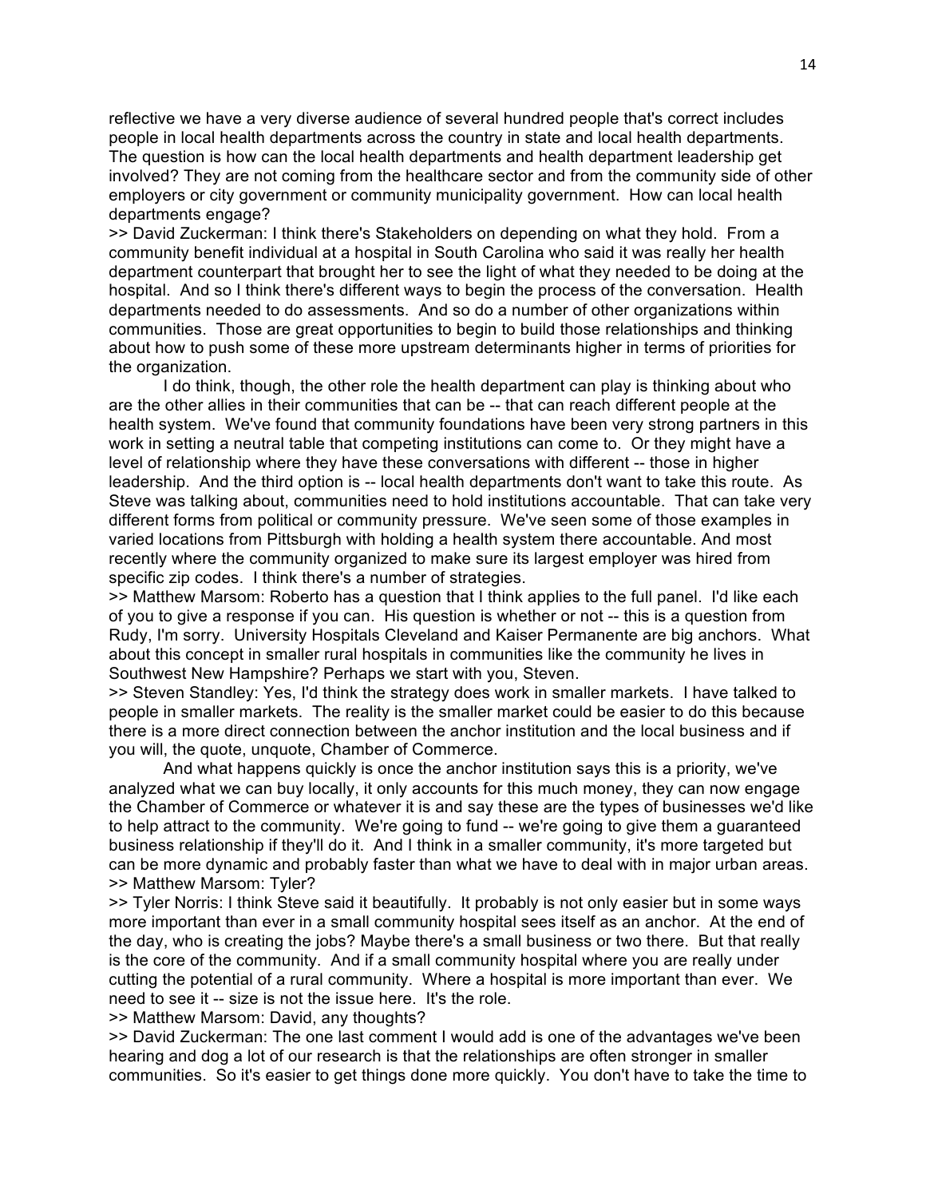reflective we have a very diverse audience of several hundred people that's correct includes people in local health departments across the country in state and local health departments. The question is how can the local health departments and health department leadership get involved? They are not coming from the healthcare sector and from the community side of other employers or city government or community municipality government. How can local health departments engage?

>> David Zuckerman: I think there's Stakeholders on depending on what they hold. From a community benefit individual at a hospital in South Carolina who said it was really her health department counterpart that brought her to see the light of what they needed to be doing at the hospital. And so I think there's different ways to begin the process of the conversation. Health departments needed to do assessments. And so do a number of other organizations within communities. Those are great opportunities to begin to build those relationships and thinking about how to push some of these more upstream determinants higher in terms of priorities for the organization.

I do think, though, the other role the health department can play is thinking about who are the other allies in their communities that can be -- that can reach different people at the health system. We've found that community foundations have been very strong partners in this work in setting a neutral table that competing institutions can come to. Or they might have a level of relationship where they have these conversations with different -- those in higher leadership. And the third option is -- local health departments don't want to take this route. As Steve was talking about, communities need to hold institutions accountable. That can take very different forms from political or community pressure. We've seen some of those examples in varied locations from Pittsburgh with holding a health system there accountable. And most recently where the community organized to make sure its largest employer was hired from specific zip codes. I think there's a number of strategies.

>> Matthew Marsom: Roberto has a question that I think applies to the full panel. I'd like each of you to give a response if you can. His question is whether or not -- this is a question from Rudy, I'm sorry. University Hospitals Cleveland and Kaiser Permanente are big anchors. What about this concept in smaller rural hospitals in communities like the community he lives in Southwest New Hampshire? Perhaps we start with you, Steven.

>> Steven Standley: Yes, I'd think the strategy does work in smaller markets. I have talked to people in smaller markets. The reality is the smaller market could be easier to do this because there is a more direct connection between the anchor institution and the local business and if you will, the quote, unquote, Chamber of Commerce.

And what happens quickly is once the anchor institution says this is a priority, we've analyzed what we can buy locally, it only accounts for this much money, they can now engage the Chamber of Commerce or whatever it is and say these are the types of businesses we'd like to help attract to the community. We're going to fund -- we're going to give them a guaranteed business relationship if they'll do it. And I think in a smaller community, it's more targeted but can be more dynamic and probably faster than what we have to deal with in major urban areas.

>> Matthew Marsom: Tyler?

>> Tyler Norris: I think Steve said it beautifully. It probably is not only easier but in some ways more important than ever in a small community hospital sees itself as an anchor. At the end of the day, who is creating the jobs? Maybe there's a small business or two there. But that really is the core of the community. And if a small community hospital where you are really under cutting the potential of a rural community. Where a hospital is more important than ever. We need to see it -- size is not the issue here. It's the role.

>> Matthew Marsom: David, any thoughts?

>> David Zuckerman: The one last comment I would add is one of the advantages we've been hearing and dog a lot of our research is that the relationships are often stronger in smaller communities. So it's easier to get things done more quickly. You don't have to take the time to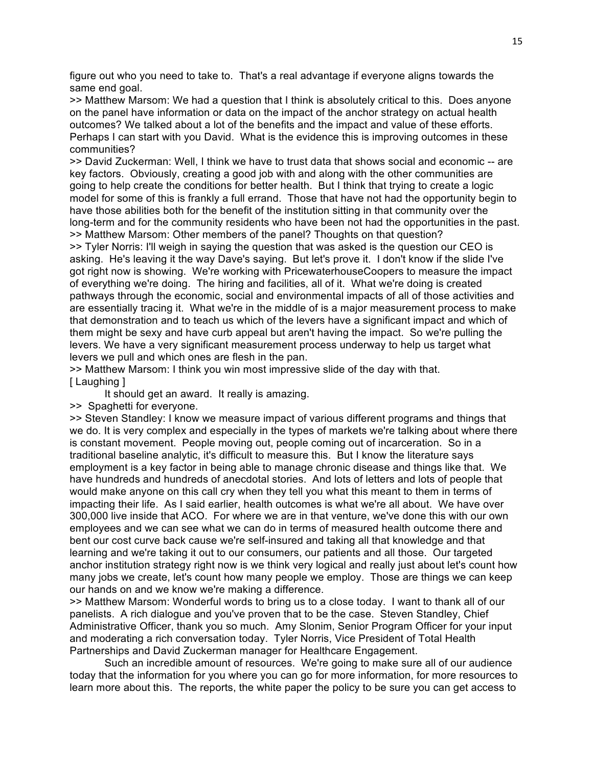figure out who you need to take to. That's a real advantage if everyone aligns towards the same end goal.

>> Matthew Marsom: We had a question that I think is absolutely critical to this. Does anyone on the panel have information or data on the impact of the anchor strategy on actual health outcomes? We talked about a lot of the benefits and the impact and value of these efforts. Perhaps I can start with you David. What is the evidence this is improving outcomes in these communities?

>> David Zuckerman: Well, I think we have to trust data that shows social and economic -- are key factors. Obviously, creating a good job with and along with the other communities are going to help create the conditions for better health. But I think that trying to create a logic model for some of this is frankly a full errand. Those that have not had the opportunity begin to have those abilities both for the benefit of the institution sitting in that community over the long-term and for the community residents who have been not had the opportunities in the past.

>> Matthew Marsom: Other members of the panel? Thoughts on that question?

>> Tyler Norris: I'll weigh in saying the question that was asked is the question our CEO is asking. He's leaving it the way Dave's saying. But let's prove it. I don't know if the slide I've got right now is showing. We're working with PricewaterhouseCoopers to measure the impact of everything we're doing. The hiring and facilities, all of it. What we're doing is created pathways through the economic, social and environmental impacts of all of those activities and are essentially tracing it. What we're in the middle of is a major measurement process to make that demonstration and to teach us which of the levers have a significant impact and which of them might be sexy and have curb appeal but aren't having the impact. So we're pulling the levers. We have a very significant measurement process underway to help us target what levers we pull and which ones are flesh in the pan.

>> Matthew Marsom: I think you win most impressive slide of the day with that.

[ Laughing ]

It should get an award. It really is amazing.

>> Spaghetti for everyone.

>> Steven Standley: I know we measure impact of various different programs and things that we do. It is very complex and especially in the types of markets we're talking about where there is constant movement. People moving out, people coming out of incarceration. So in a traditional baseline analytic, it's difficult to measure this. But I know the literature says employment is a key factor in being able to manage chronic disease and things like that. We have hundreds and hundreds of anecdotal stories. And lots of letters and lots of people that would make anyone on this call cry when they tell you what this meant to them in terms of impacting their life. As I said earlier, health outcomes is what we're all about. We have over 300,000 live inside that ACO. For where we are in that venture, we've done this with our own employees and we can see what we can do in terms of measured health outcome there and bent our cost curve back cause we're self-insured and taking all that knowledge and that learning and we're taking it out to our consumers, our patients and all those. Our targeted anchor institution strategy right now is we think very logical and really just about let's count how many jobs we create, let's count how many people we employ. Those are things we can keep our hands on and we know we're making a difference.

>> Matthew Marsom: Wonderful words to bring us to a close today. I want to thank all of our panelists. A rich dialogue and you've proven that to be the case. Steven Standley, Chief Administrative Officer, thank you so much. Amy Slonim, Senior Program Officer for your input and moderating a rich conversation today. Tyler Norris, Vice President of Total Health Partnerships and David Zuckerman manager for Healthcare Engagement.

Such an incredible amount of resources. We're going to make sure all of our audience today that the information for you where you can go for more information, for more resources to learn more about this. The reports, the white paper the policy to be sure you can get access to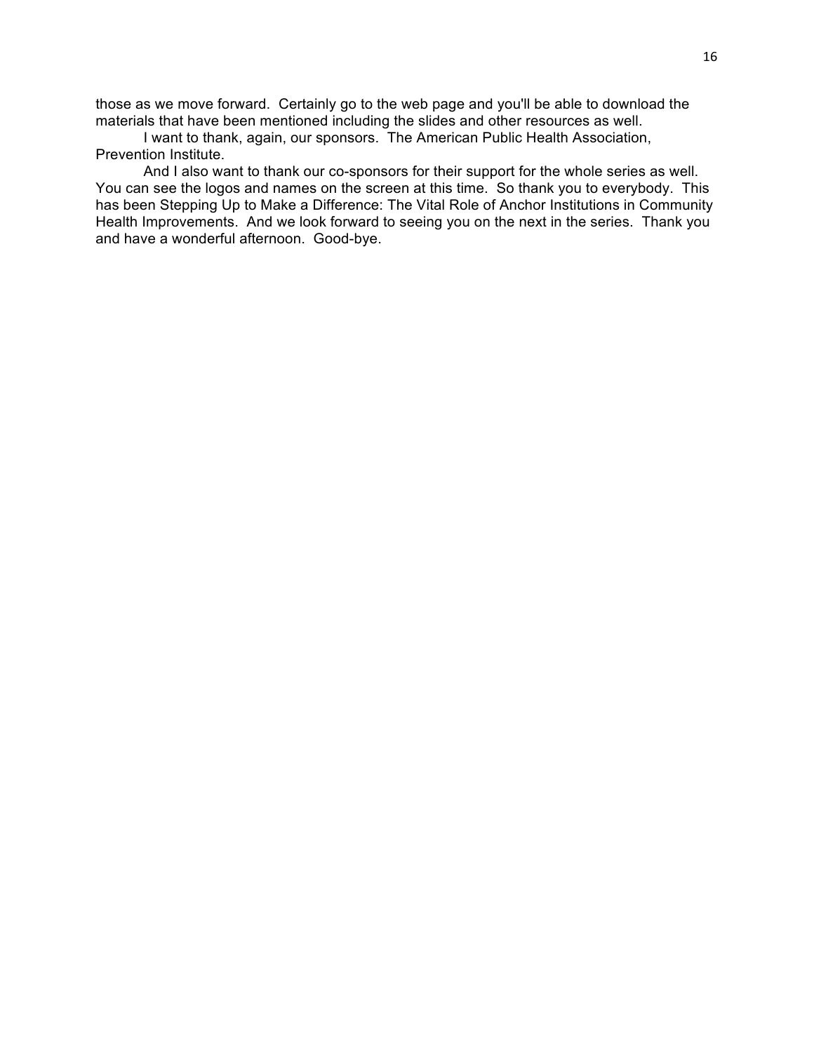those as we move forward. Certainly go to the web page and you'll be able to download the materials that have been mentioned including the slides and other resources as well.

I want to thank, again, our sponsors. The American Public Health Association, Prevention Institute.

And I also want to thank our co-sponsors for their support for the whole series as well. You can see the logos and names on the screen at this time. So thank you to everybody. This has been Stepping Up to Make a Difference: The Vital Role of Anchor Institutions in Community Health Improvements. And we look forward to seeing you on the next in the series. Thank you and have a wonderful afternoon. Good-bye.